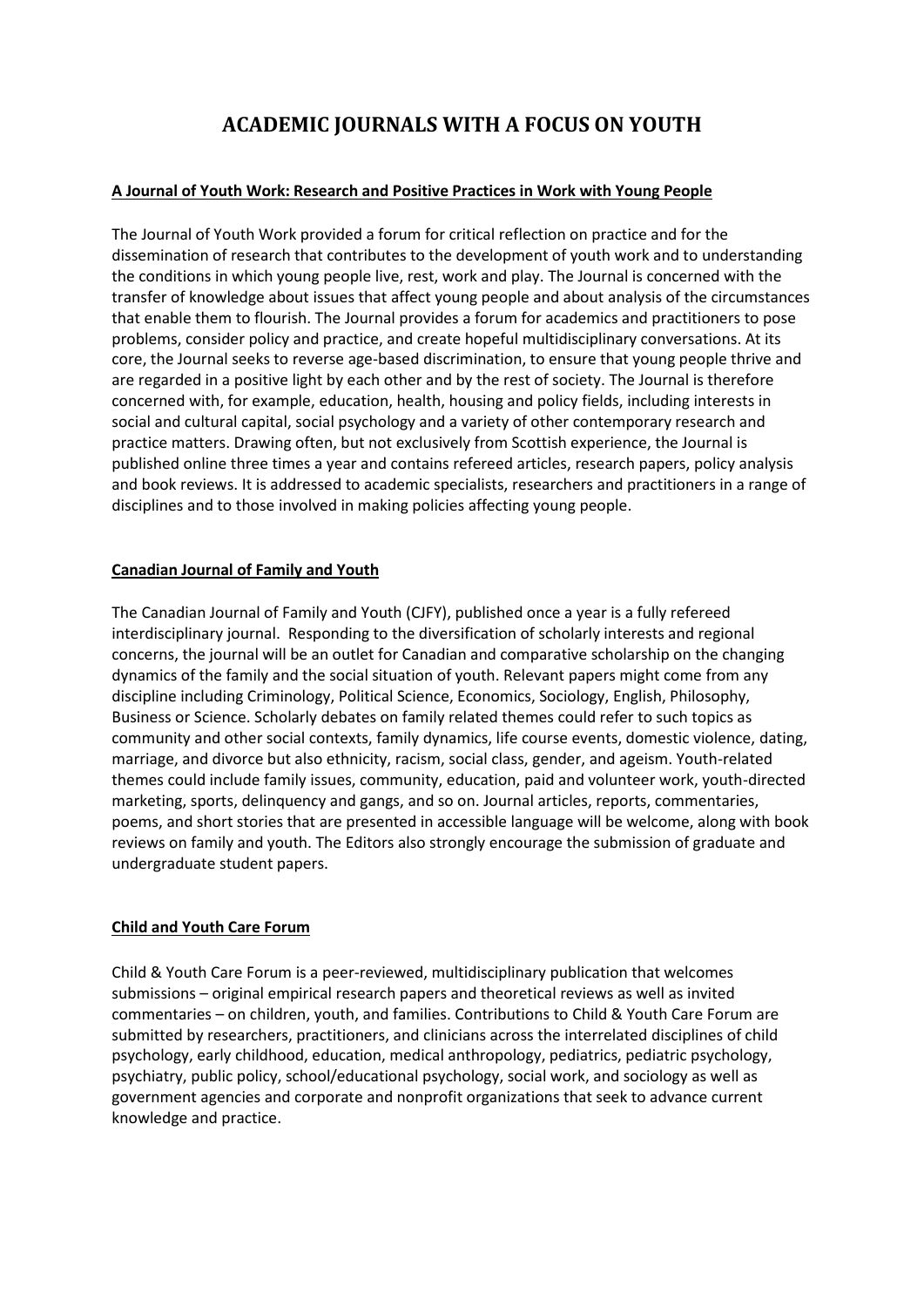# ACADEMIC JOURNALS WITH A FOCUS ON YOUTH

## A Journal of Youth Work: Research and Positive Practices in Work with Young People

The Journal of Youth Work provided a forum for critical reflection on practice and for the dissemination of research that contributes to the development of youth work and to understanding the conditions in which young people live, rest, work and play. The Journal is concerned with the transfer of knowledge about issues that affect young people and about analysis of the circumstances that enable them to flourish. The Journal provides a forum for academics and practitioners to pose problems, consider policy and practice, and create hopeful multidisciplinary conversations. At its core, the Journal seeks to reverse age-based discrimination, to ensure that young people thrive and are regarded in a positive light by each other and by the rest of society. The Journal is therefore concerned with, for example, education, health, housing and policy fields, including interests in social and cultural capital, social psychology and a variety of other contemporary research and practice matters. Drawing often, but not exclusively from Scottish experience, the Journal is published online three times a year and contains refereed articles, research papers, policy analysis and book reviews. It is addressed to academic specialists, researchers and practitioners in a range of disciplines and to those involved in making policies affecting young people.

## Canadian Journal of Family and Youth

The Canadian Journal of Family and Youth (CJFY), published once a year is a fully refereed interdisciplinary journal. Responding to the diversification of scholarly interests and regional concerns, the journal will be an outlet for Canadian and comparative scholarship on the changing dynamics of the family and the social situation of youth. Relevant papers might come from any discipline including Criminology, Political Science, Economics, Sociology, English, Philosophy, Business or Science. Scholarly debates on family related themes could refer to such topics as community and other social contexts, family dynamics, life course events, domestic violence, dating, marriage, and divorce but also ethnicity, racism, social class, gender, and ageism. Youth-related themes could include family issues, community, education, paid and volunteer work, youth-directed marketing, sports, delinquency and gangs, and so on. Journal articles, reports, commentaries, poems, and short stories that are presented in accessible language will be welcome, along with book reviews on family and youth. The Editors also strongly encourage the submission of graduate and undergraduate student papers.

## Child and Youth Care Forum

Child & Youth Care Forum is a peer-reviewed, multidisciplinary publication that welcomes submissions – original empirical research papers and theoretical reviews as well as invited commentaries – on children, youth, and families. Contributions to Child & Youth Care Forum are submitted by researchers, practitioners, and clinicians across the interrelated disciplines of child psychology, early childhood, education, medical anthropology, pediatrics, pediatric psychology, psychiatry, public policy, school/educational psychology, social work, and sociology as well as government agencies and corporate and nonprofit organizations that seek to advance current knowledge and practice.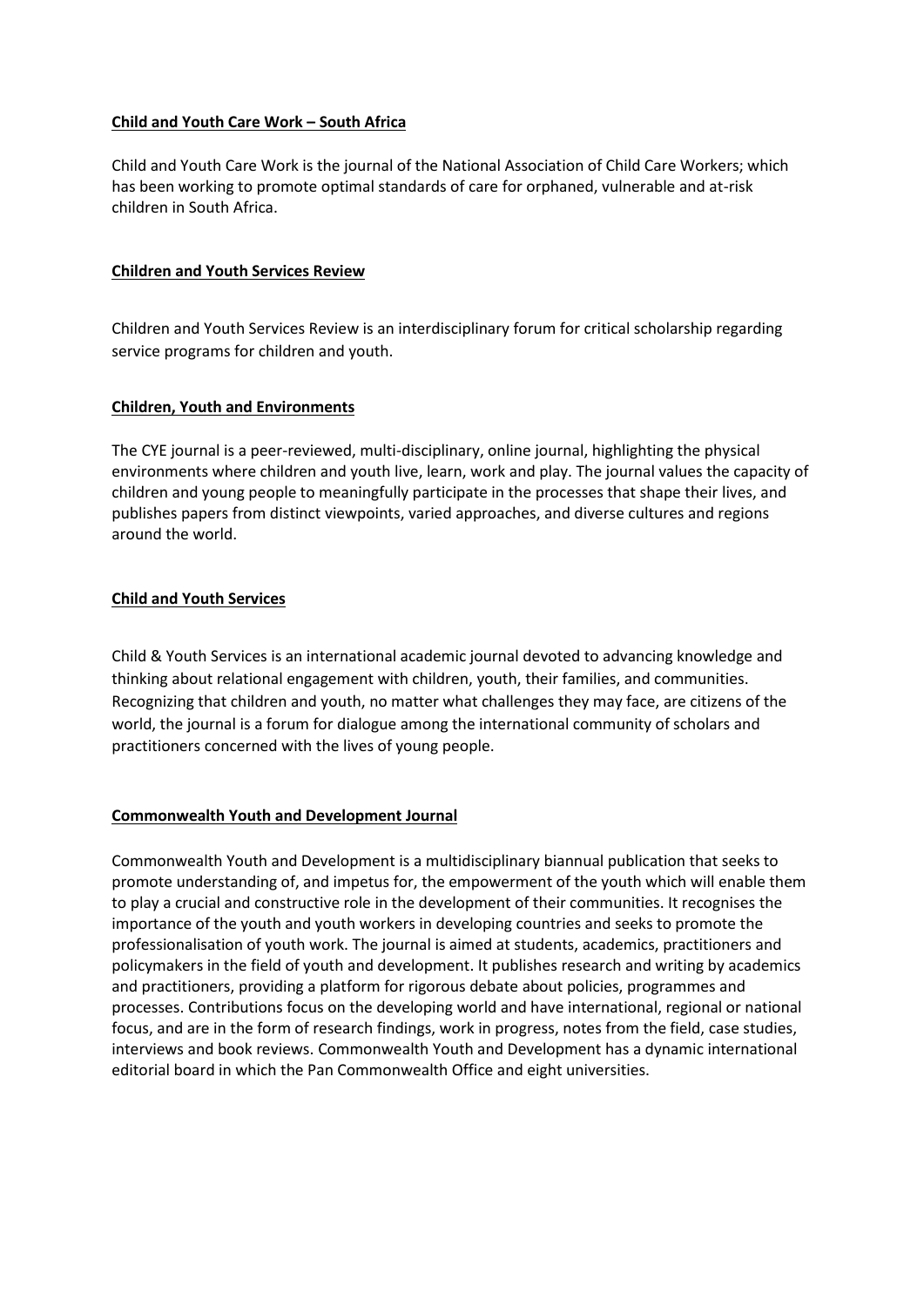**Child and Youth Care Work – South Africa**

Child and Youth Care Work is the journal of the National Association of Child Care Workers; which has been working to promote optimal standards of care for orphaned, vulnerable and at-risk children in South Africa.

**Children and Youth Services Review**

Children and Youth Services Review is an interdisciplinary forum for critical scholarship regarding service programs for children and youth.

**Children, Youth and Environments**

The CYE journal is a peer-reviewed, multi-disciplinary, online journal, highlighting the physical environments where children and youth live, learn, work and play. The journal values the capacity of children and young people to meaningfully participate in the processes that shape their lives, and publishes papers from distinct viewpoints, varied approaches, and diverse cultures and regions around the world.

**Child and Youth Services**

Child & Youth Services is an international academic journal devoted to advancing knowledge and thinking about relational engagement with children, youth, their families, and communities. Recognizing that children and youth, no matter what challenges they may face, are citizens of the world, the journal is a forum for dialogue among the international community of scholars and practitioners concerned with the lives of young people.

**Commonwealth Youth and Development Journal**

Commonwealth Youth and Development is a multidisciplinary biannual publication that seeks to promote understanding of, and impetus for, the empowerment of the youth which will enable them to play a crucial and constructive role in the development of their communities. It recognises the importance of the youth and youth workers in developing countries and seeks to promote the professionalisation of youth work. The journal is aimed at students, academics, practitioners and policymakers in the field of youth and development. It publishes research and writing by academics and practitioners, providing a platform for rigorous debate about policies, programmes and processes. Contributions focus on the developing world and have international, regional or national focus, and are in the form of research findings, work in progress, notes from the field, case studies, interviews and book reviews. Commonwealth Youth and Development has a dynamic international editorial board in which the Pan Commonwealth Office and eight universities.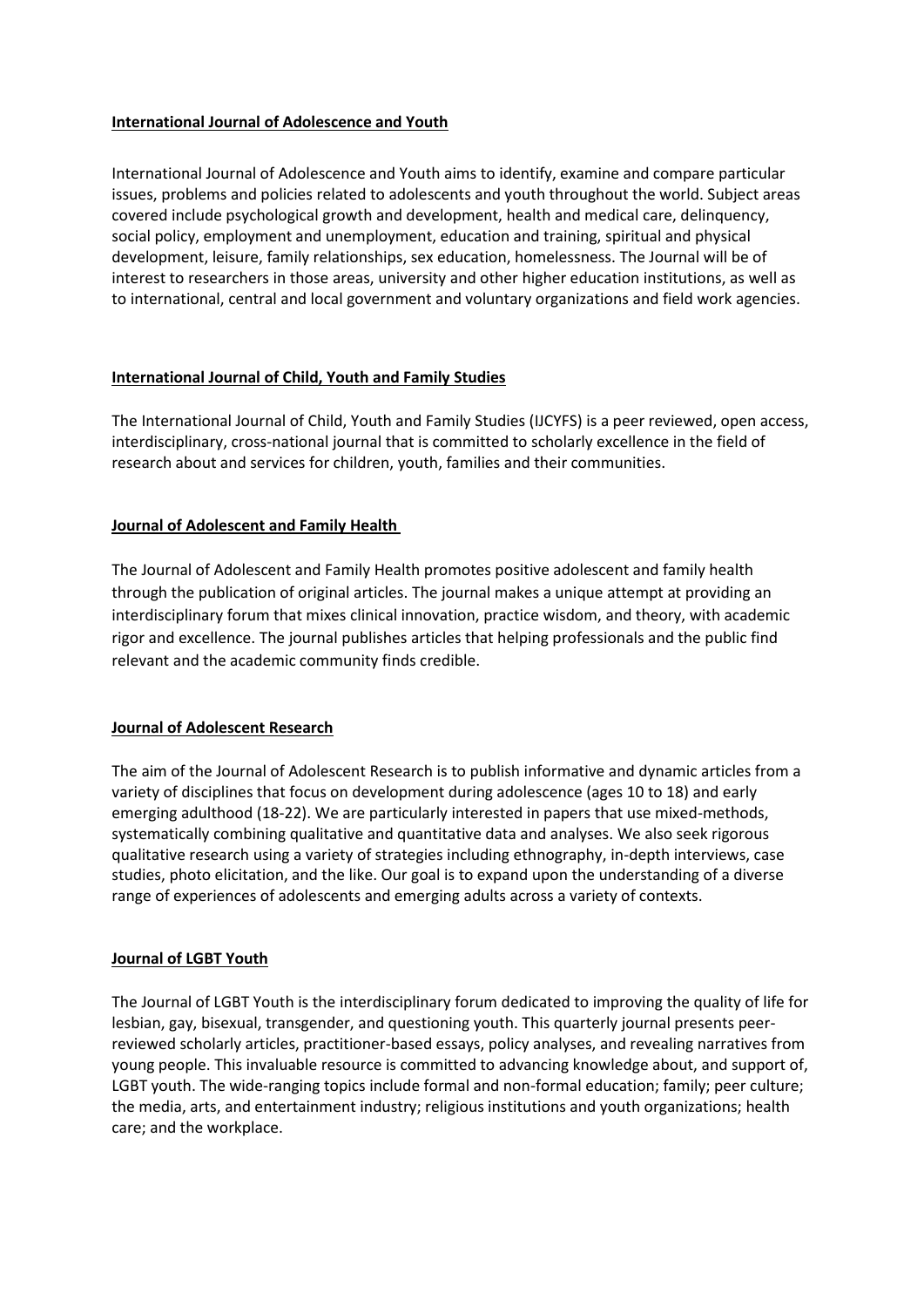**International Journal of Adolescence and Youth**

International Journal of Adolescence and Youth aims to identify, examine and compare particular issues, problems and policies related to adolescents and youth throughout the world. Subject areas covered include psychological growth and development, health and medical care, delinquency, social policy, employment and unemployment, education and training, spiritual and physical development, leisure, family relationships, sex education, homelessness. The Journal will be of interest to researchers in those areas, university and other higher education institutions, as well as to international, central and local government and voluntary organizations and field work agencies.

**International Journal of Child, Youth and Family Studies**

The International Journal of Child, Youth and Family Studies (IJCYFS) is a peer reviewed, open access, interdisciplinary, cross-national journal that is committed to scholarly excellence in the field of research about and services for children, youth, families and their communities.

**Journal of Adolescent and Family Health**

The Journal of Adolescent and Family Health promotes positive adolescent and family health through the publication of original articles. The journal makes a unique attempt at providing an interdisciplinary forum that mixes clinical innovation, practice wisdom, and theory, with academic rigor and excellence. The journal publishes articles that helping professionals and the public find relevant and the academic community finds credible.

**Journal of Adolescent Research**

The aim of the Journal of Adolescent Research is to publish informative and dynamic articles from a variety of disciplines that focus on development during adolescence (ages 10 to 18) and early emerging adulthood (18-22). We are particularly interested in papers that use mixed-methods, systematically combining qualitative and quantitative data and analyses. We also seek rigorous qualitative research using a variety of strategies including ethnography, in-depth interviews, case studies, photo elicitation, and the like. Our goal is to expand upon the understanding of a diverse range of experiences of adolescents and emerging adults across a variety of contexts.

**Journal of LGBT Youth**

The Journal of LGBT Youth is the interdisciplinary forum dedicated to improving the quality of life for lesbian, gay, bisexual, transgender, and questioning youth. This quarterly journal presents peer-reviewed scholarly articles, practitioner-based essays, policy analyses, and revealing narratives from young people. This invaluable resource is committed to advancing knowledge about, and support of, LGBT youth. The wide-ranging topics include formal and non-formal education; family; peer culture; the media, arts, and entertainment industry; religious institutions and youth organizations; health care; and the workplace.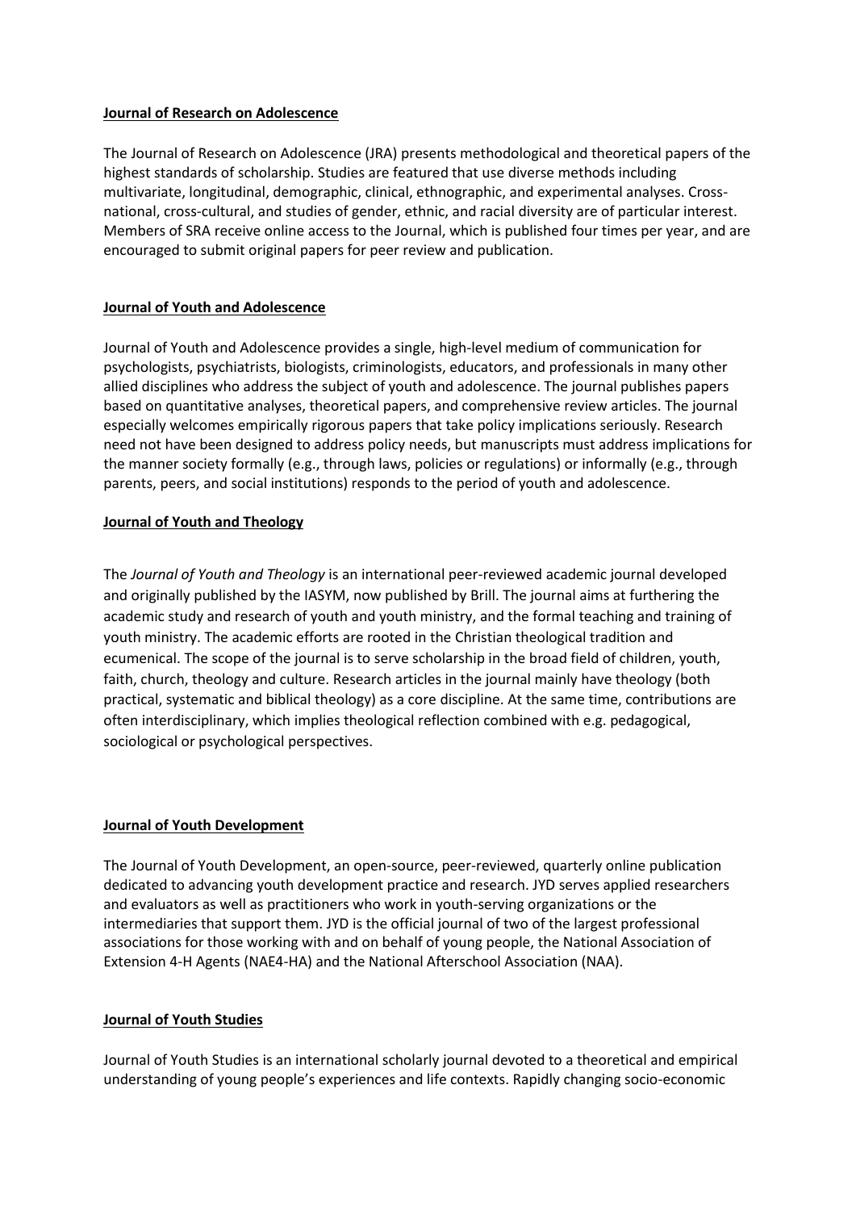**Journal of Research on Adolescence**

The Journal of Research on Adolescence (JRA) presents methodological and theoretical papers of the highest standards of scholarship. Studies are featured that use diverse methods including multivariate, longitudinal, demographic, clinical, ethnographic, and experimental analyses. Cross-national, cross-cultural, and studies of gender, ethnic, and racial diversity are of particular interest. Members of SRA receive online access to the Journal, which is published four times per year, and are encouraged to submit original papers for peer review and publication.

**Journal of Youth and Adolescence**

Journal of Youth and Adolescence provides a single, high-level medium of communication for psychologists, psychiatrists, biologists, criminologists, educators, and professionals in many other allied disciplines who address the subject of youth and adolescence. The journal publishes papers based on quantitative analyses, theoretical papers, and comprehensive review articles. The journal especially welcomes empirically rigorous papers that take policy implications seriously. Research need not have been designed to address policy needs, but manuscripts must address implications for the manner society formally (e.g., through laws, policies or regulations) or informally (e.g., through parents, peers, and social institutions) responds to the period of youth and adolescence.

**Journal of Youth and Theology**

The *Journal of Youth and Theology* is an international peer-reviewed academic journal developed and originally published by the IASYM, now published by Brill. The journal aims at furthering the academic study and research of youth and youth ministry, and the formal teaching and training of youth ministry. The academic efforts are rooted in the Christian theological tradition and ecumenical. The scope of the journal is to serve scholarship in the broad field of children, youth, faith, church, theology and culture. Research articles in the journal mainly have theology (both practical, systematic and biblical theology) as a core discipline. At the same time, contributions are often interdisciplinary, which implies theological reflection combined with e.g. pedagogical, sociological or psychological perspectives.

**Journal of Youth Development**

The Journal of Youth Development, an open-source, peer-reviewed, quarterly online publication dedicated to advancing youth development practice and research. JYD serves applied researchers and evaluators as well as practitioners who work in youth-serving organizations or the intermediaries that support them. JYD is the official journal of two of the largest professional associations for those working with and on behalf of young people, the National Association of Extension 4-H Agents (NAE4-HA) and the National Afterschool Association (NAA).

**Journal of Youth Studies**

Journal of Youth Studies is an international scholarly journal devoted to a theoretical and empirical understanding of young people's experiences and life contexts. Rapidly changing socio-economic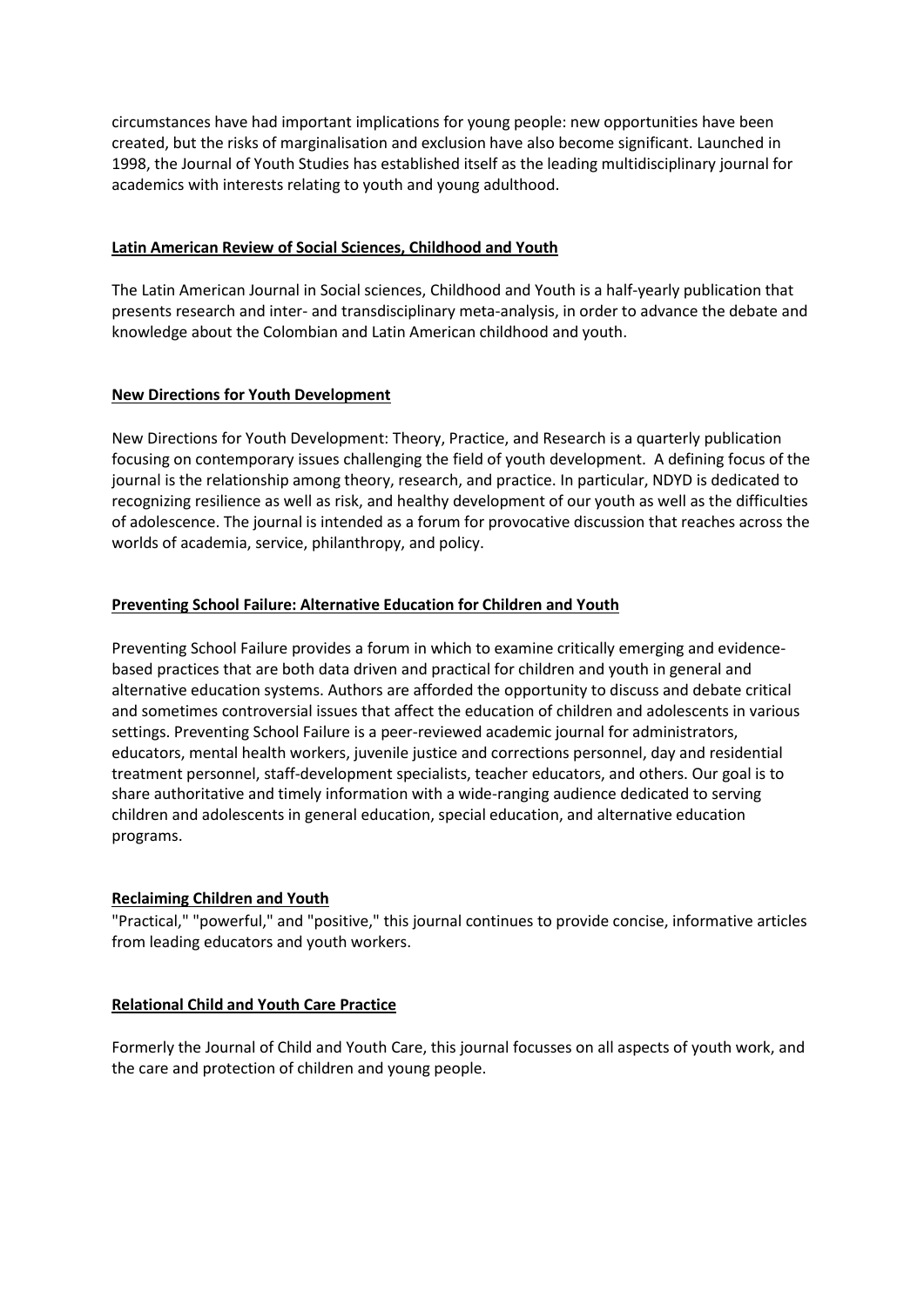circumstances have had important implications for young people: new opportunities have been created, but the risks of marginalisation and exclusion have also become significant. Launched in 1998, the Journal of Youth Studies has established itself as the leading multidisciplinary journal for academics with interests relating to youth and young adulthood.

**Latin American Review of Social Sciences, Childhood and Youth**

The Latin American Journal in Social sciences, Childhood and Youth is a half-yearly publication that presents research and inter- and transdisciplinary meta-analysis, in order to advance the debate and knowledge about the Colombian and Latin American childhood and youth.

**New Directions for Youth Development**

New Directions for Youth Development: Theory, Practice, and Research is a quarterly publication focusing on contemporary issues challenging the field of youth development. A defining focus of the journal is the relationship among theory, research, and practice. In particular, NDYD is dedicated to recognizing resilience as well as risk, and healthy development of our youth as well as the difficulties of adolescence. The journal is intended as a forum for provocative discussion that reaches across the worlds of academia, service, philanthropy, and policy.

**Preventing School Failure: Alternative Education for Children and Youth**

Preventing School Failure provides a forum in which to examine critically emerging and evidence-based practices that are both data driven and practical for children and youth in general and alternative education systems. Authors are afforded the opportunity to discuss and debate critical and sometimes controversial issues that affect the education of children and adolescents in various settings. Preventing School Failure is a peer-reviewed academic journal for administrators, educators, mental health workers, juvenile justice and corrections personnel, day and residential treatment personnel, staff-development specialists, teacher educators, and others. Our goal is to share authoritative and timely information with a wide-ranging audience dedicated to serving children and adolescents in general education, special education, and alternative education programs.

**Reclaiming Children and Youth**

"Practical," "powerful," and "positive," this journal continues to provide concise, informative articles from leading educators and youth workers.

**Relational Child and Youth Care Practice**

Formerly the Journal of Child and Youth Care, this journal focusses on all aspects of youth work, and the care and protection of children and young people.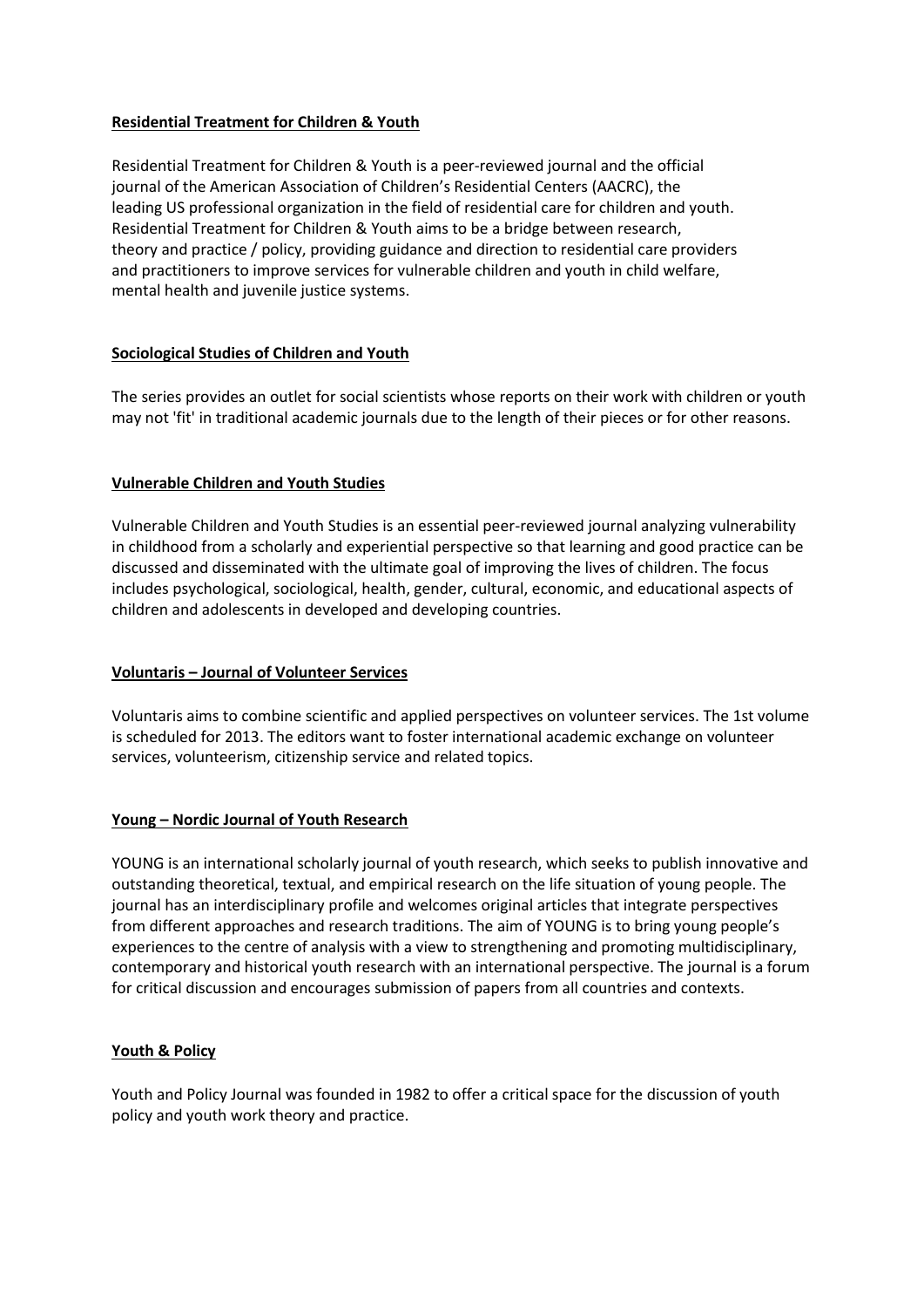**Residential Treatment for Children & Youth**

Residential Treatment for Children & Youth is a peer-reviewed journal and the official journal of the American Association of Children's Residential Centers (AACRC), the leading US professional organization in the field of residential care for children and youth. Residential Treatment for Children & Youth aims to be a bridge between research, theory and practice / policy, providing guidance and direction to residential care providers and practitioners to improve services for vulnerable children and youth in child welfare, mental health and juvenile justice systems.

**Sociological Studies of Children and Youth**

The series provides an outlet for social scientists whose reports on their work with children or youth may not 'fit' in traditional academic journals due to the length of their pieces or for other reasons.

**Vulnerable Children and Youth Studies**

Vulnerable Children and Youth Studies is an essential peer-reviewed journal analyzing vulnerability in childhood from a scholarly and experiential perspective so that learning and good practice can be discussed and disseminated with the ultimate goal of improving the lives of children. The focus includes psychological, sociological, health, gender, cultural, economic, and educational aspects of children and adolescents in developed and developing countries.

**Voluntaris – Journal of Volunteer Services**

Voluntaris aims to combine scientific and applied perspectives on volunteer services. The 1st volume is scheduled for 2013. The editors want to foster international academic exchange on volunteer services, volunteerism, citizenship service and related topics.

**Young – Nordic Journal of Youth Research**

YOUNG is an international scholarly journal of youth research, which seeks to publish innovative and outstanding theoretical, textual, and empirical research on the life situation of young people. The journal has an interdisciplinary profile and welcomes original articles that integrate perspectives from different approaches and research traditions. The aim of YOUNG is to bring young people's experiences to the centre of analysis with a view to strengthening and promoting multidisciplinary, contemporary and historical youth research with an international perspective. The journal is a forum for critical discussion and encourages submission of papers from all countries and contexts.

**Youth & Policy**

Youth and Policy Journal was founded in 1982 to offer a critical space for the discussion of youth policy and youth work theory and practice.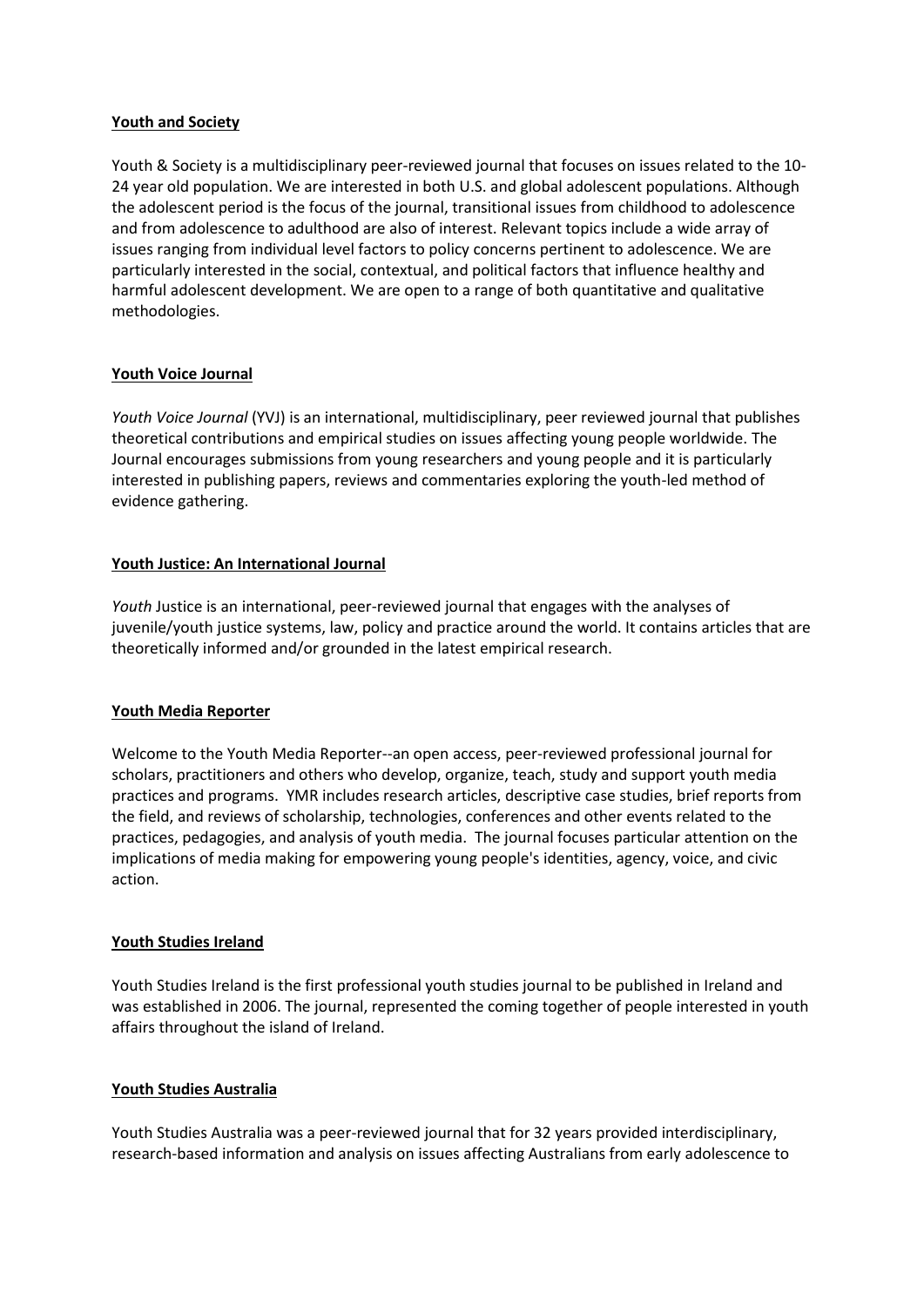**Youth and Society**

Youth & Society is a multidisciplinary peer-reviewed journal that focuses on issues related to the 10-24 year old population. We are interested in both U.S. and global adolescent populations. Although the adolescent period is the focus of the journal, transitional issues from childhood to adolescence and from adolescence to adulthood are also of interest. Relevant topics include a wide array of issues ranging from individual level factors to policy concerns pertinent to adolescence. We are particularly interested in the social, contextual, and political factors that influence healthy and harmful adolescent development. We are open to a range of both quantitative and qualitative methodologies.

**Youth Voice Journal**

*Youth Voice Journal* (YVJ) is an international, multidisciplinary, peer reviewed journal that publishes theoretical contributions and empirical studies on issues affecting young people worldwide. The Journal encourages submissions from young researchers and young people and it is particularly interested in publishing papers, reviews and commentaries exploring the youth-led method of evidence gathering.

**Youth Justice: An International Journal**

*Youth* Justice is an international, peer-reviewed journal that engages with the analyses of juvenile/youth justice systems, law, policy and practice around the world. It contains articles that are theoretically informed and/or grounded in the latest empirical research.

**Youth Media Reporter**

Welcome to the Youth Media Reporter--an open access, peer-reviewed professional journal for scholars, practitioners and others who develop, organize, teach, study and support youth media practices and programs. YMR includes research articles, descriptive case studies, brief reports from the field, and reviews of scholarship, technologies, conferences and other events related to the practices, pedagogies, and analysis of youth media. The journal focuses particular attention on the implications of media making for empowering young people's identities, agency, voice, and civic action.

**Youth Studies Ireland**

Youth Studies Ireland is the first professional youth studies journal to be published in Ireland and was established in 2006. The journal, represented the coming together of people interested in youth affairs throughout the island of Ireland.

**Youth Studies Australia**

Youth Studies Australia was a peer-reviewed journal that for 32 years provided interdisciplinary, research-based information and analysis on issues affecting Australians from early adolescence to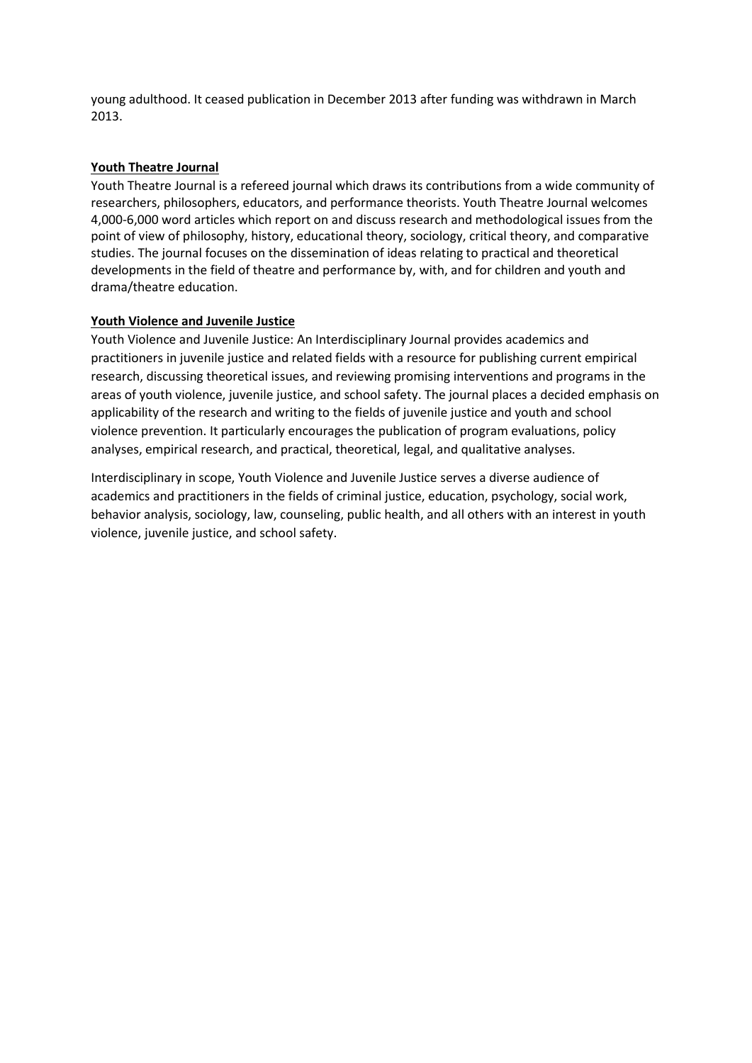young adulthood. It ceased publication in December 2013 after funding was withdrawn in March 2013.

**Youth Theatre Journal**

Youth Theatre Journal is a refereed journal which draws its contributions from a wide community of researchers, philosophers, educators, and performance theorists. Youth Theatre Journal welcomes 4,000-6,000 word articles which report on and discuss research and methodological issues from the point of view of philosophy, history, educational theory, sociology, critical theory, and comparative studies. The journal focuses on the dissemination of ideas relating to practical and theoretical developments in the field of theatre and performance by, with, and for children and youth and drama/theatre education.

**Youth Violence and Juvenile Justice**

Youth Violence and Juvenile Justice: An Interdisciplinary Journal provides academics and practitioners in juvenile justice and related fields with a resource for publishing current empirical research, discussing theoretical issues, and reviewing promising interventions and programs in the areas of youth violence, juvenile justice, and school safety. The journal places a decided emphasis on applicability of the research and writing to the fields of juvenile justice and youth and school violence prevention. It particularly encourages the publication of program evaluations, policy analyses, empirical research, and practical, theoretical, legal, and qualitative analyses.

Interdisciplinary in scope, Youth Violence and Juvenile Justice serves a diverse audience of academics and practitioners in the fields of criminal justice, education, psychology, social work, behavior analysis, sociology, law, counseling, public health, and all others with an interest in youth violence, juvenile justice, and school safety.